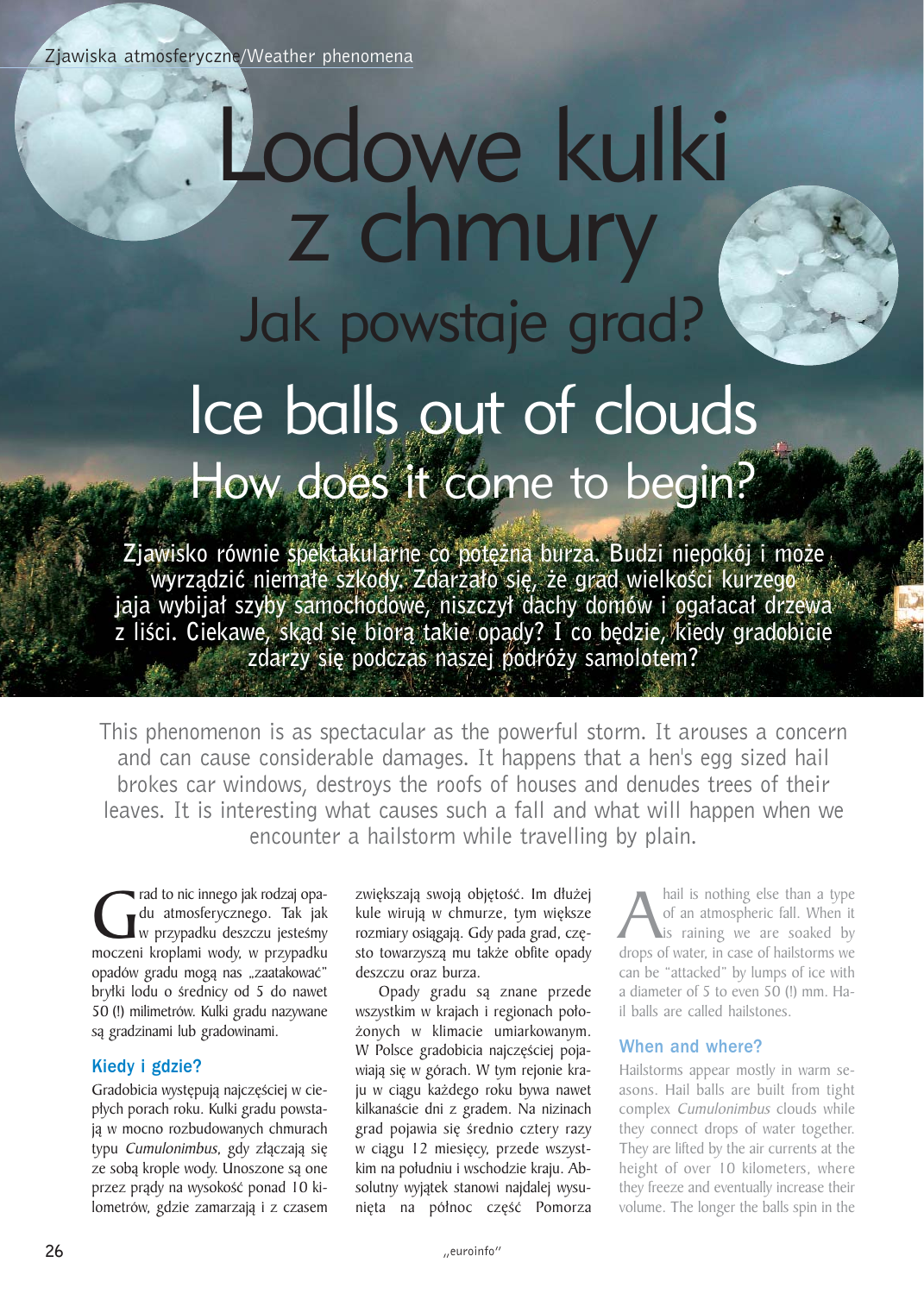Zjawiska atmosferyczne/Weather phenomena

# Lodowe kulki z chmury

## Jak powstaje grad?

# Ice balls out of clouds

## How does it come to begin?

**Zjawisko równie spektakularne co potężna burza. Budzi niepokój i może wyrządzić niemałe szkody. Zdarzało się, że grad wielkości kurzego jaja wybijał szyby samochodowe, niszczył dachy domów i ogałacał drzewa z liści. Ciekawe, skąd się biorą takie opady? I co będzie, kiedy gradobicie zdarzy się podczas naszej podróży samolotem?**

This phenomenon is as spectacular as the powerful storm. It arouses a concern and can cause considerable damages. It happens that a hen's egg sized hail brokes car windows, destroys the roofs of houses and denudes trees of their leaves. It is interesting what causes such a fall and what will happen when we encounter a hailstorm while travelling by plain.

Grad to nic innego jak rodzaj opadu atmosferycznego. Tak jak w przypadku deszczu jesteśmy moczeni kroplami wody, w przypadku opadów gradu mogą nas „zaatakować" bryłki lodu o średnicy od 5 do nawet 50 (!) milimetrów. Kulki gradu nazywane są gradzinami lub gradowinami.

### Kiedy i gdzie?

Gradobicia występują najczęściej w ciepłych porach roku. Kulki gradu powstają w mocno rozbudowanych chmurach typu *Cumulonimbus*, gdy złączają się ze sobą krople wody. Unoszone są one przez prądy na wysokość ponad 10 kilometrów, gdzie zamarzają i z czasem zwiększają swoją objętość. Im dłużej kule wirują w chmurze, tym większe rozmiary osiągają. Gdy pada grad, często towarzyszą mu także obfite opady deszczu oraz burza.

Opady gradu są znane przede wszystkim w krajach i regionach położonych w klimacie umiarkowanym. W Polsce gradobicia najczęściej pojawiają się w górach. W tym rejonie kraju w ciągu każdego roku bywa nawet kilkanaście dni z gradem. Na nizinach grad pojawia się średnio cztery razy w ciągu 12 miesięcy, przede wszystkim na południu i wschodzie kraju. Absolutny wyjątek stanowi najdalej wysunięta na północ część Pomorza

A hail is nothing else than a type of an atmospheric fall. When it is raining we are soaked by drops of water, in case of hailstorms we can be "attacked" by lumps of ice with a diameter of 5 to even 50 (!) mm. Hail balls are called hailstones.

### When and where?

Hailstorms appear mostly in warm seasons. Hail balls are built from tight complex *Cumulonimbus* clouds while they connect drops of water together. They are lifted by the air currents at the height of over 10 kilometers, where they freeze and eventually increase their volume. The longer the balls spin in the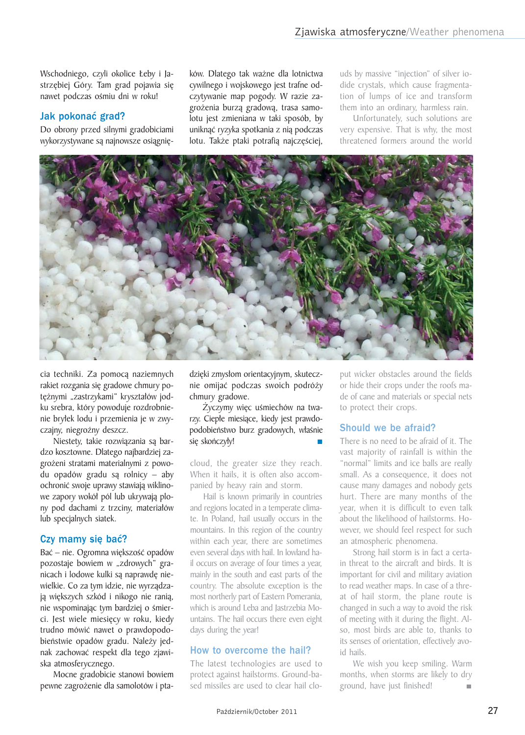Wschodniego, czyli okolice Łeby i Jastrzębiej Góry. Tam grad pojawia się nawet podczas ośmiu dni w roku!

## Jak pokonać grad?

Do obrony przed silnymi gradobiciami wykorzystywane są najnowsze osiągnięcia techniki. Za pomocą naziemnych rakiet rozgania się gradowe chmury potężnymi „zastrzykami" kryształów jodku srebra, który powoduje rozdrobnienie bryłek lodu i przemienia je w zwyczajny, niegroźny deszcz.

Niestety, takie rozwiązania są bardzo kosztowne. Dlatego najbardziej zagrożeni stratami materialnymi z powodu opadów gradu są rolnicy – aby ochronić swoje uprawy stawiają wiklinowe zapory wokół pól lub ukrywają plony pod dachami z trzciny, materiałów lub specjalnych siatek.

## Czy mamy się bać?

Bać – nie. Ogromna większość opadów pozostaje bowiem w „zdrowych" granicach i lodowe kulki są naprawdę niewielkie. Co za tym idzie, nie wyrządzają większych szkód i nikogo nie ranią, nie wspominając tym bardziej o śmierci. Jest wiele miesięcy w roku, kiedy trudno mówić nawet o prawdopodobieństwie opadów gradu. Należy jednak zachować respekt dla tego zjawiska atmosferycznego.

Mocne gradobicie stanowi bowiem pewne zagrożenie dla samolotów i ptaków. Dlatego tak ważne dla lotnictwa cywilnego i wojskowego jest trafne odczytywanie map pogody. W razie zagrożenia burzą gradową, trasa samolotu jest zmieniana w taki sposób, by uniknąć ryzyka spotkania z nią podczas lotu. Także ptaki potrafią najczęściej, dzięki zmysłom orientacyjnym, skutecznie omijać podczas swoich podróży chmury gradowe.

Życzymy więc uśmiechów na twarzy. Ciepłe miesiące, kiedy jest prawdopodobieństwo burz gradowych, właśnie się skończyły! ■

cloud, the greater size they reach. When it hails, it is often also accompanied by heavy rain and storm.

Hail is known primarily in countries and regions located in a temperate climate. In Poland, hail usually occurs in the mountains. In this region of the country within each year, there are sometimes even several days with hail. In lowland hail occurs on average of four times a year, mainly in the south and east parts of the country. The absolute exception is the most northerly part of Eastern Pomerania, which is around Leba and Jastrzebia Mountains. The hail occurs there even eight days during the year!

## How to overcome the hail?

The latest technologies are used to protect against hailstorms. Ground-based missiles are used to clear hail clouds by massive "injection" of silver iodide crystals, which cause fragmentation of lumps of ice and transform them into an ordinary, harmless rain.

Unfortunately, such solutions are very expensive. That is why, the most threatened formers around the world put wicker obstacles around the fields or hide their crops under the roofs made of cane and materials or special nets to protect their crops.

## Should we be afraid?

There is no need to be afraid of it. The vast majority of rainfall is within the "normal" limits and ice balls are really small. As a consequence, it does not cause many damages and nobody gets hurt. There are many months of the year, when it is difficult to even talk about the likelihood of hailstorms. However, we should feel respect for such an atmospheric phenomena.

Strong hail storm is in fact a certain threat to the aircraft and birds. It is important for civil and military aviation to read weather maps. In case of a threat of hail storm, the plane route is changed in such a way to avoid the risk of meeting with it during the flight. Also, most birds are able to, thanks to its senses of orientation, effectively avoid hails.

We wish you keep smiling. Warm months, when storms are likely to dry ground, have just finished! ■